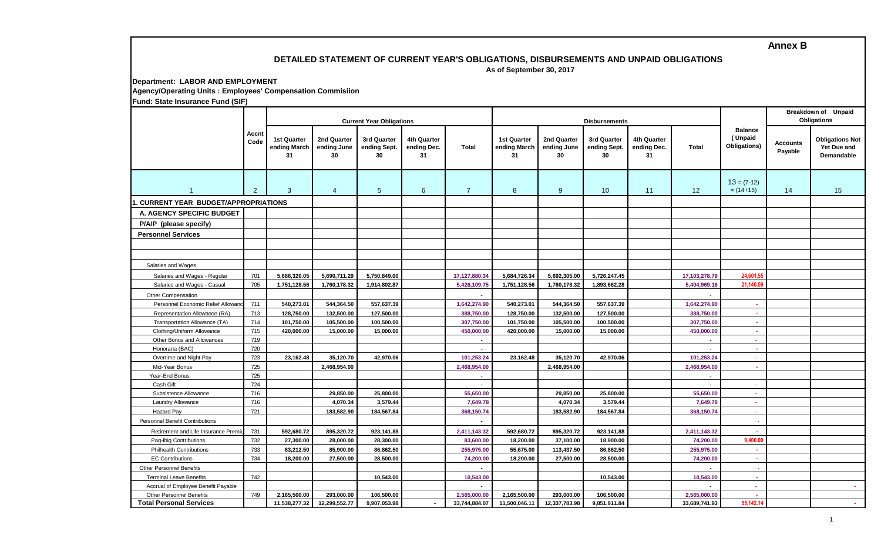**Annex B**

# DETAILED STATEMENT OF CURRENT YEAR'S OBLIGATIONS, DISBURSEMENTS AND UNPAID OBLIGATIONS

As of September 30, 2017

**Department: LABOR AND EMPLOYMENT**

**Agency/Operating Units : Employees' Compensation Commisiion**

**Fund: State Insurance Fund (SIF)**

| | Accnt Code | Current Year Obligations | | | | | Disbursements | | | | | Balance (Unpaid Obligations) | Breakdown of Unpaid Obligations | |
|---|---|---|---|---|---|---|---|---|---|---|---|---|---|---|
| | | 1st Quarter ending March 31 | 2nd Quarter ending June 30 | 3rd Quarter ending Sept. 30 | 4th Quarter ending Dec. 31 | Total | 1st Quarter ending March 31 | 2nd Quarter ending June 30 | 3rd Quarter ending Sept. 30 | 4th Quarter ending Dec. 31 | Total | | Accounts Payable | Obligations Not Yet Due and Demandable |
| 1 | 2 | 3 | 4 | 5 | 6 | 7 | 8 | 9 | 10 | 11 | 12 | 13 = (7-12) = (14+15) | 14 | 15 |
| **1. CURRENT YEAR BUDGET/APPROPRIATIONS** | | | | | | | | | | | | | | |
| **A. AGENCY SPECIFIC BUDGET** | | | | | | | | | | | | | | |
| **P/A/P (please specify)** | | | | | | | | | | | | | | |
| **Personnel Services** | | | | | | | | | | | | | | |
| | | | | | | | | | | | | | | |
| | | | | | | | | | | | | | | |
| Salaries and Wages | | | | | | | | | | | | | | |
| Salaries and Wages - Regular | 701 | 5,686,320.05 | 5,690,711.29 | 5,750,849.00 | | 17,127,880.34 | 5,684,726.34 | 5,692,305.00 | 5,726,247.45 | | 17,103,278.79 | 24,601.55 | | |
| Salaries and Wages - Casual | 705 | 1,751,128.56 | 1,760,178.32 | 1,914,802.87 | | 5,426,109.75 | 1,751,128.56 | 1,760,178.32 | 1,893,662.28 | | 5,404,969.16 | 21,140.59 | | |
| Other Compensation | | | | | | - | | | | | - | | | |
| Personnel Economic Relief Allowanc | 711 | 540,273.01 | 544,364.50 | 557,637.39 | | 1,642,274.90 | 540,273.01 | 544,364.50 | 557,637.39 | | 1,642,274.90 | - | | |
| Representation Allowance (RA) | 713 | 128,750.00 | 132,500.00 | 127,500.00 | | 388,750.00 | 128,750.00 | 132,500.00 | 127,500.00 | | 388,750.00 | - | | |
| Transportation Allowance (TA) | 714 | 101,750.00 | 105,500.00 | 100,500.00 | | 307,750.00 | 101,750.00 | 105,500.00 | 100,500.00 | | 307,750.00 | - | | |
| Clothing/Uniform Allowance | 715 | 420,000.00 | 15,000.00 | 15,000.00 | | 450,000.00 | 420,000.00 | 15,000.00 | 15,000.00 | | 450,000.00 | - | | |
| Other Bonus and Allowances | 719 | | | | | - | | | | | - | - | | |
| Honoraria (BAC) | 720 | | | | | - | | | | | - | - | | |
| Overtime and Night Pay | 723 | 23,162.48 | 35,120.70 | 42,970.06 | | 101,253.24 | 23,162.48 | 35,120.70 | 42,970.06 | | 101,253.24 | - | | |
| Mid-Year Bonus | 725 | | 2,468,954.00 | | | 2,468,954.00 | | 2,468,954.00 | | | 2,468,954.00 | - | | |
| Year-End Bonus | 725 | | | | | - | | | | | - | | | |
| Cash Gift | 724 | | | | | - | | | | | - | - | | |
| Subsistence Allowance | 716 | | 29,850.00 | 25,800.00 | | 55,650.00 | | 29,850.00 | 25,800.00 | | 55,650.00 | - | | |
| Laundry Allowance | 716 | | 4,070.34 | 3,579.44 | | 7,649.78 | | 4,070.34 | 3,579.44 | | 7,649.78 | - | | |
| Hazard Pay | 721 | | 183,582.90 | 184,567.84 | | 368,150.74 | | 183,582.90 | 184,567.84 | | 368,150.74 | - | | |
| Personnel Benefit Contributions | | | | | | - | | | | | | - | | |
| Retirement and Life Insurance Premiu | 731 | 592,680.72 | 895,320.72 | 923,141.88 | | 2,411,143.32 | 592,680.72 | 895,320.72 | 923,141.88 | | 2,411,143.32 | - | | |
| Pag-ibig Contributions | 732 | 27,300.00 | 28,000.00 | 28,300.00 | | 83,600.00 | 18,200.00 | 37,100.00 | 18,900.00 | | 74,200.00 | 9,400.00 | | |
| Philhealth Contributions | 733 | 83,212.50 | 85,900.00 | 86,862.50 | | 255,975.00 | 55,675.00 | 113,437.50 | 86,862.50 | | 255,975.00 | - | | |
| EC Contributions | 734 | 18,200.00 | 27,500.00 | 28,500.00 | | 74,200.00 | 18,200.00 | 27,500.00 | 28,500.00 | | 74,200.00 | - | | |
| Other Personnel Benefits | | | | | | - | | | | | - | - | | |
| Terminal Leave Benefits | 742 | | | 10,543.00 | | 10,543.00 | | | 10,543.00 | | 10,543.00 | - | | |
| Accrual of Employee Benefit Payable | | | | | | - | | | | | - | - | | - |
| Other Personnel Benefits | 749 | 2,165,500.00 | 293,000.00 | 106,500.00 | | 2,565,000.00 | 2,165,500.00 | 293,000.00 | 106,500.00 | | 2,565,000.00 | - | | |
| **Total Personal Services** | | 11,538,277.32 | 12,299,552.77 | 9,907,053.98 | - | 33,744,884.07 | 11,500,046.11 | 12,337,783.98 | 9,851,911.84 | | 33,689,741.93 | 55,142.14 | | - |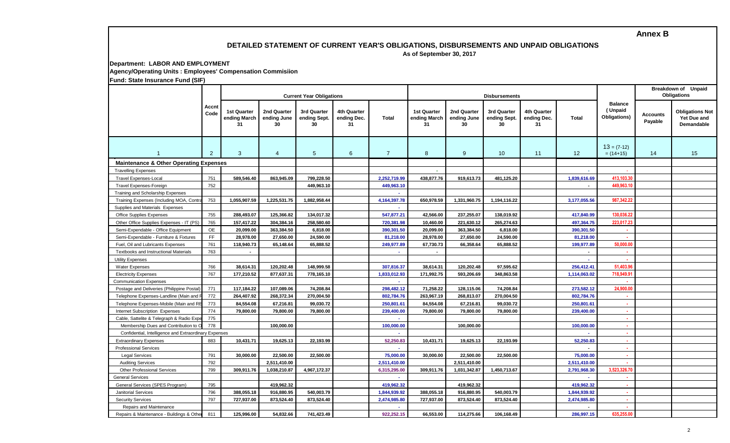**Annex B**

## DETAILED STATEMENT OF CURRENT YEAR'S OBLIGATIONS, DISBURSEMENTS AND UNPAID OBLIGATIONS

As of September 30, 2017

**Department: LABOR AND EMPLOYMENT**
**Agency/Operating Units : Employees' Compensation Commisiion**
**Fund: State Insurance Fund (SIF)**

| | Accnt Code | Current Year Obligations | | | | | Disbursements | | | | | Balance ( Unpaid Obligations) | Breakdown of Unpaid Obligations | |
|---|---|---|---|---|---|---|---|---|---|---|---|---|---|---|
| | | 1st Quarter ending March 31 | 2nd Quarter ending June 30 | 3rd Quarter ending Sept. 30 | 4th Quarter ending Dec. 31 | Total | 1st Quarter ending March 31 | 2nd Quarter ending June 30 | 3rd Quarter ending Sept. 30 | 4th Quarter ending Dec. 31 | Total | | Accounts Payable | Obligations Not Yet Due and Demandable |
| 1 | 2 | 3 | 4 | 5 | 6 | 7 | 8 | 9 | 10 | 11 | 12 | 13 = (7-12) = (14+15) | 14 | 15 |
| **Maintenance & Other Operating Expenses** | | | | | | | | | | | | | | |
| Travelling Expenses | | | | | | | - | | | | - | - | | |
| Travel Expenses-Local | 751 | 589,546.40 | 863,945.09 | 799,228.50 | | 2,252,719.99 | 438,877.76 | 919,613.73 | 481,125.20 | | 1,839,616.69 | 413,103.30 | | |
| Travel Expenses-Foreign | 752 | | | 449,963.10 | | 449,963.10 | | | | | - | 449,963.10 | | |
| Training and Scholarship Expenses | | | | | | - | | | | | | | | |
| Training Expenses (Including MOA, Contra | 753 | 1,055,907.59 | 1,225,531.75 | 1,882,958.44 | | 4,164,397.78 | 650,978.59 | 1,331,960.75 | 1,194,116.22 | | 3,177,055.56 | 987,342.22 | | |
| Supplies and Materials Expenses | | | | | | - | | | | | | | | |
| Office Supplies Expenses | 755 | 288,493.07 | 125,366.82 | 134,017.32 | | 547,877.21 | 42,566.00 | 237,255.07 | 138,019.92 | | 417,840.99 | 130,036.22 | | |
| Other Office Supplies Expenses - IT (PS) | 765 | 157,417.22 | 304,384.16 | 258,580.60 | | 720,381.98 | 10,460.00 | 221,630.12 | 265,274.63 | | 497,364.75 | 223,017.23 | | |
| Semi-Expendable - Office Equipment | OE | 20,099.00 | 363,384.50 | 6,818.00 | | 390,301.50 | 20,099.00 | 363,384.50 | 6,818.00 | | 390,301.50 | - | | |
| Semi-Expendable - Furniture & Fixtures | FF | 28,978.00 | 27,650.00 | 24,590.00 | | 81,218.00 | 28,978.00 | 27,650.00 | 24,590.00 | | 81,218.00 | - | | |
| Fuel, Oil and Lubricants Expenses | 761 | 118,940.73 | 65,148.64 | 65,888.52 | | 249,977.89 | 67,730.73 | 66,358.64 | 65,888.52 | | 199,977.89 | 50,000.00 | | |
| Textbooks and Instructional Materials | 763 | - | | | | - | - | | | | - | - | | |
| Utility Expenses | | | | | | | | | | | - | - | | |
| Water Expenses | 766 | 38,614.31 | 120,202.48 | 148,999.58 | | 307,816.37 | 38,614.31 | 120,202.48 | 97,595.62 | | 256,412.41 | 51,403.96 | | |
| Electricity Expenses | 767 | 177,210.52 | 877,637.31 | 778,165.10 | | 1,833,012.93 | 171,992.75 | 593,206.69 | 348,863.58 | | 1,114,063.02 | 718,949.91 | | |
| Communication Expenses | | | | | | - | | | | | | - | | |
| Postage and Deliveries (Philippine Postal) | 771 | 117,184.22 | 107,089.06 | 74,208.84 | | 298,482.12 | 71,258.22 | 128,115.06 | 74,208.84 | | 273,582.12 | 24,900.00 | | |
| Telephone Expenses-Landline (Main and F | 772 | 264,407.92 | 268,372.34 | 270,004.50 | | 802,784.76 | 263,967.19 | 268,813.07 | 270,004.50 | | 802,784.76 | - | | |
| Telephone Expenses-Mobile (Main and RE | 773 | 84,554.08 | 67,216.81 | 99,030.72 | | 250,801.61 | 84,554.08 | 67,216.81 | 99,030.72 | | 250,801.61 | - | | |
| Internet Subscription Expenses | 774 | 79,800.00 | 79,800.00 | 79,800.00 | | 239,400.00 | 79,800.00 | 79,800.00 | 79,800.00 | | 239,400.00 | - | | |
| Cable, Sattelite & Telegraph & Radio Expe | 775 | | | | | - | | | | | | - | | |
| Membership Dues and Contribution to O | 778 | | 100,000.00 | | | 100,000.00 | | 100,000.00 | | | 100,000.00 | - | | |
| Confidential, Intelligence and Extraordinary Expenses | | | | | | - | | | | | - | - | | |
| Extraordinary Expenses | 883 | 10,431.71 | 19,625.13 | 22,193.99 | | 52,250.83 | 10,431.71 | 19,625.13 | 22,193.99 | | 52,250.83 | - | | |
| Professional Services | | | | | | - | | | | | - | - | | |
| Legal Services | 791 | 30,000.00 | 22,500.00 | 22,500.00 | | 75,000.00 | 30,000.00 | 22,500.00 | 22,500.00 | | 75,000.00 | - | | |
| Auditing Services | 792 | | 2,511,410.00 | | | 2,511,410.00 | | 2,511,410.00 | | | 2,511,410.00 | - | | |
| Other Professional Services | 799 | 309,911.76 | 1,038,210.87 | 4,967,172.37 | | 6,315,295.00 | 309,911.76 | 1,031,342.87 | 1,450,713.67 | | 2,791,968.30 | 3,523,326.70 | | |
| General Services | | | | | | - | | | | | - | - | | |
| General Services (SPES Program) | 795 | | 419,962.32 | | | 419,962.32 | | 419,962.32 | | | 419,962.32 | - | | |
| Janitorial Services | 796 | 388,055.18 | 916,880.95 | 540,003.79 | | 1,844,939.92 | 388,055.18 | 916,880.95 | 540,003.79 | | 1,844,939.92 | - | | |
| Security Services | 797 | 727,937.00 | 873,524.40 | 873,524.40 | | 2,474,985.80 | 727,937.00 | 873,524.40 | 873,524.40 | | 2,474,985.80 | - | | |
| Repairs and Maintenance | | | | | | - | | | | | - | - | | |
| Repairs & Maintenance - Buildings & Other | 811 | 125,996.00 | 54,832.66 | 741,423.49 | | 922,252.15 | 66,553.00 | 114,275.66 | 106,168.49 | | 286,997.15 | 635,255.00 | | |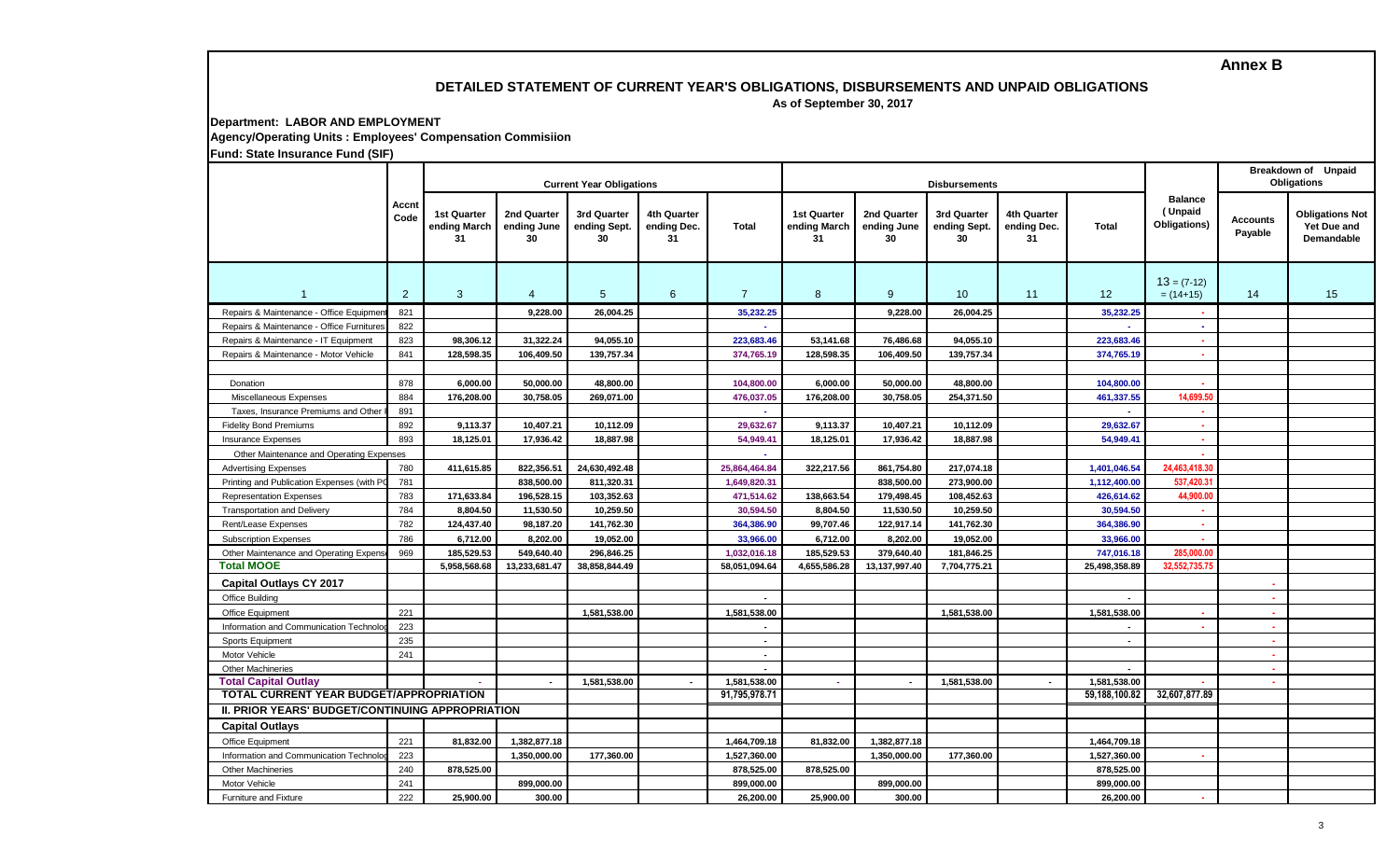**Annex B**

## DETAILED STATEMENT OF CURRENT YEAR'S OBLIGATIONS, DISBURSEMENTS AND UNPAID OBLIGATIONS

As of September 30, 2017

**Department: LABOR AND EMPLOYMENT**

**Agency/Operating Units : Employees' Compensation Commisiion**

**Fund: State Insurance Fund (SIF)**

| | Accnt Code | Current Year Obligations | | | | | Disbursements | | | | | Balance ( Unpaid Obligations) | Breakdown of Unpaid Obligations | |
|---|---|---|---|---|---|---|---|---|---|---|---|---|---|---|
| | | 1st Quarter ending March 31 | 2nd Quarter ending June 30 | 3rd Quarter ending Sept. 30 | 4th Quarter ending Dec. 31 | Total | 1st Quarter ending March 31 | 2nd Quarter ending June 30 | 3rd Quarter ending Sept. 30 | 4th Quarter ending Dec. 31 | Total | | Accounts Payable | Obligations Not Yet Due and Demandable |
| 1 | 2 | 3 | 4 | 5 | 6 | 7 | 8 | 9 | 10 | 11 | 12 | 13 = (7-12) = (14+15) | 14 | 15 |
| Repairs & Maintenance - Office Equipment | 821 | | 9,228.00 | 26,004.25 | | 35,232.25 | | 9,228.00 | 26,004.25 | | 35,232.25 | - | | |
| Repairs & Maintenance - Office Furnitures | 822 | | | | | - | | | | | - | - | | |
| Repairs & Maintenance - IT Equipment | 823 | 98,306.12 | 31,322.24 | 94,055.10 | | 223,683.46 | 53,141.68 | 76,486.68 | 94,055.10 | | 223,683.46 | - | | |
| Repairs & Maintenance - Motor Vehicle | 841 | 128,598.35 | 106,409.50 | 139,757.34 | | 374,765.19 | 128,598.35 | 106,409.50 | 139,757.34 | | 374,765.19 | - | | |
| | | | | | | | | | | | | | | |
| Donation | 878 | 6,000.00 | 50,000.00 | 48,800.00 | | 104,800.00 | 6,000.00 | 50,000.00 | 48,800.00 | | 104,800.00 | - | | |
| Miscellaneous Expenses | 884 | 176,208.00 | 30,758.05 | 269,071.00 | | 476,037.05 | 176,208.00 | 30,758.05 | 254,371.50 | | 461,337.55 | 14,699.50 | | |
| Taxes, Insurance Premiums and Other | 891 | | | | | - | | | | | - | - | | |
| Fidelity Bond Premiums | 892 | 9,113.37 | 10,407.21 | 10,112.09 | | 29,632.67 | 9,113.37 | 10,407.21 | 10,112.09 | | 29,632.67 | - | | |
| Insurance Expenses | 893 | 18,125.01 | 17,936.42 | 18,887.98 | | 54,949.41 | 18,125.01 | 17,936.42 | 18,887.98 | | 54,949.41 | - | | |
| Other Maintenance and Operating Expenses | | | | | | - | | | | | | - | | |
| Advertising Expenses | 780 | 411,615.85 | 822,356.51 | 24,630,492.48 | | 25,864,464.84 | 322,217.56 | 861,754.80 | 217,074.18 | | 1,401,046.54 | 24,463,418.30 | | |
| Printing and Publication Expenses (with PO | 781 | | 838,500.00 | 811,320.31 | | 1,649,820.31 | | 838,500.00 | 273,900.00 | | 1,112,400.00 | 537,420.31 | | |
| Representation Expenses | 783 | 171,633.84 | 196,528.15 | 103,352.63 | | 471,514.62 | 138,663.54 | 179,498.45 | 108,452.63 | | 426,614.62 | 44,900.00 | | |
| Transportation and Delivery | 784 | 8,804.50 | 11,530.50 | 10,259.50 | | 30,594.50 | 8,804.50 | 11,530.50 | 10,259.50 | | 30,594.50 | - | | |
| Rent/Lease Expenses | 782 | 124,437.40 | 98,187.20 | 141,762.30 | | 364,386.90 | 99,707.46 | 122,917.14 | 141,762.30 | | 364,386.90 | - | | |
| Subscription Expenses | 786 | 6,712.00 | 8,202.00 | 19,052.00 | | 33,966.00 | 6,712.00 | 8,202.00 | 19,052.00 | | 33,966.00 | - | | |
| Other Maintenance and Operating Expense | 969 | 185,529.53 | 549,640.40 | 296,846.25 | | 1,032,016.18 | 185,529.53 | 379,640.40 | 181,846.25 | | 747,016.18 | 285,000.00 | | |
| **Total MOOE** | | 5,958,568.68 | 13,233,681.47 | 38,858,844.49 | | 58,051,094.64 | 4,655,586.28 | 13,137,997.40 | 7,704,775.21 | | 25,498,358.89 | 32,552,735.75 | | |
| **Capital Outlays CY 2017** | | | | | | | | | | | | | - | |
| Office Building | | | | | | - | | | | | - | | - | |
| Office Equipment | 221 | | | 1,581,538.00 | | 1,581,538.00 | | | 1,581,538.00 | | 1,581,538.00 | - | - | |
| Information and Communication Technolog | 223 | | | | | - | | | | | - | - | - | |
| Sports Equipment | 235 | | | | | - | | | | | - | | - | |
| Motor Vehicle | 241 | | | | | - | | | | | | | - | |
| Other Machineries | | | | | | - | | | | | - | | - | |
| **Total Capital Outlay** | | - | - | 1,581,538.00 | - | 1,581,538.00 | - | - | 1,581,538.00 | - | 1,581,538.00 | - | - | |
| **TOTAL CURRENT YEAR BUDGET/APPROPRIATION** | | | | | | 91,795,978.71 | | | | | 59,188,100.82 | 32,607,877.89 | | |
| **II. PRIOR YEARS' BUDGET/CONTINUING APPROPRIATION** | | | | | | | | | | | | | | |
| **Capital Outlays** | | | | | | | | | | | | | | |
| Office Equipment | 221 | 81,832.00 | 1,382,877.18 | | | 1,464,709.18 | 81,832.00 | 1,382,877.18 | | | 1,464,709.18 | | | |
| Information and Communication Technolog | 223 | | 1,350,000.00 | 177,360.00 | | 1,527,360.00 | | 1,350,000.00 | 177,360.00 | | 1,527,360.00 | - | | |
| Other Machineries | 240 | 878,525.00 | | | | 878,525.00 | 878,525.00 | | | | 878,525.00 | | | |
| Motor Vehicle | 241 | | 899,000.00 | | | 899,000.00 | | 899,000.00 | | | 899,000.00 | | | |
| Furniture and Fixture | 222 | 25,900.00 | 300.00 | | | 26,200.00 | 25,900.00 | 300.00 | | | 26,200.00 | - | | |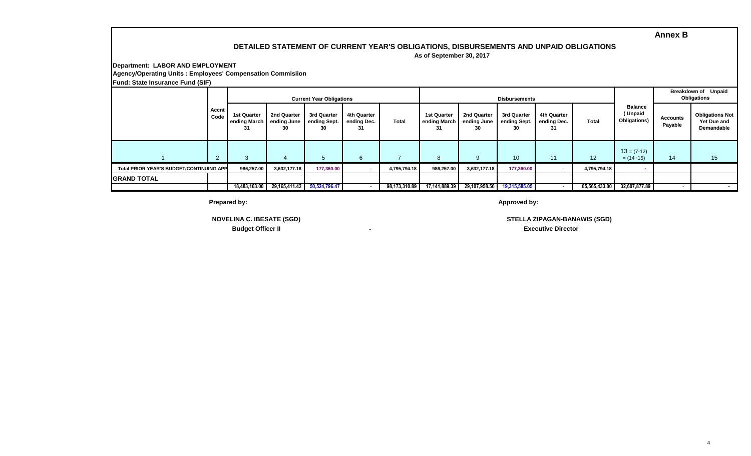**Annex B**

## DETAILED STATEMENT OF CURRENT YEAR'S OBLIGATIONS, DISBURSEMENTS AND UNPAID OBLIGATIONS

As of September 30, 2017

**Department: LABOR AND EMPLOYMENT**

**Agency/Operating Units : Employees' Compensation Commisiion**

**Fund: State Insurance Fund (SIF)**

| | Accnt Code | Current Year Obligations | | | | | Disbursements | | | | | Balance ( Unpaid Obligations) | Breakdown of Unpaid Obligations | |
|---|---|---|---|---|---|---|---|---|---|---|---|---|---|---|
| | | 1st Quarter ending March 31 | 2nd Quarter ending June 30 | 3rd Quarter ending Sept. 30 | 4th Quarter ending Dec. 31 | Total | 1st Quarter ending March 31 | 2nd Quarter ending June 30 | 3rd Quarter ending Sept. 30 | 4th Quarter ending Dec. 31 | Total | | Accounts Payable | Obligations Not Yet Due and Demandable |
| 1 | 2 | 3 | 4 | 5 | 6 | 7 | 8 | 9 | 10 | 11 | 12 | 13 = (7-12) = (14+15) | 14 | 15 |
| Total PRIOR YEAR'S BUDGET/CONTINUING APP | | 986,257.00 | 3,632,177.18 | 177,360.00 | - | 4,795,794.18 | 986,257.00 | 3,632,177.18 | 177,360.00 | - | 4,795,794.18 | - | | |
| GRAND TOTAL | | | | | | | | | | | | | | |
| | | 18,483,103.00 | 29,165,411.42 | 50,524,796.47 | - | 98,173,310.89 | 17,141,889.39 | 29,107,958.56 | 19,315,585.05 | - | 65,565,433.00 | 32,607,877.89 | - | - |

**Prepared by:**

**NOVELINA C. IBESATE (SGD)**
**Budget Officer II**

-

**Approved by:**

**STELLA ZIPAGAN-BANAWIS (SGD)**
**Executive Director**